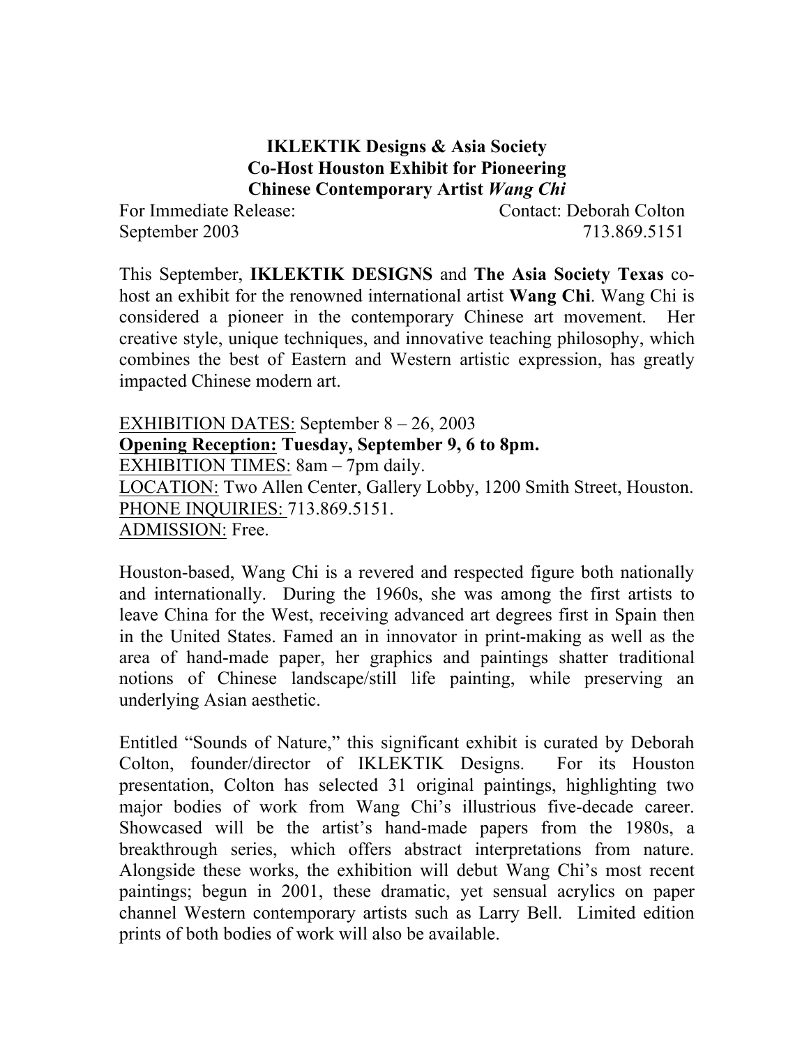# IKLEKTIK Designs & Asia Society Co-Host Houston Exhibit for Pioneering Chinese Contemporary Artist *Wang Chi*

For Immediate Release: Contact: Deborah Colton
September 2003 713.869.5151

This September, **IKLEKTIK DESIGNS** and **The Asia Society Texas** co-host an exhibit for the renowned international artist **Wang Chi**. Wang Chi is considered a pioneer in the contemporary Chinese art movement. Her creative style, unique techniques, and innovative teaching philosophy, which combines the best of Eastern and Western artistic expression, has greatly impacted Chinese modern art.

<u>EXHIBITION DATES:</u> September 8 – 26, 2003
**<u>Opening Reception:</u> Tuesday, September 9, 6 to 8pm.**
<u>EXHIBITION TIMES</u>: 8am – 7pm daily.
<u>LOCATION:</u> Two Allen Center, Gallery Lobby, 1200 Smith Street, Houston.
<u>PHONE INQUIRIES:</u> 713.869.5151.
<u>ADMISSION:</u> Free.

Houston-based, Wang Chi is a revered and respected figure both nationally and internationally. During the 1960s, she was among the first artists to leave China for the West, receiving advanced art degrees first in Spain then in the United States. Famed an in innovator in print-making as well as the area of hand-made paper, her graphics and paintings shatter traditional notions of Chinese landscape/still life painting, while preserving an underlying Asian aesthetic.

Entitled "Sounds of Nature," this significant exhibit is curated by Deborah Colton, founder/director of IKLEKTIK Designs. For its Houston presentation, Colton has selected 31 original paintings, highlighting two major bodies of work from Wang Chi's illustrious five-decade career. Showcased will be the artist's hand-made papers from the 1980s, a breakthrough series, which offers abstract interpretations from nature. Alongside these works, the exhibition will debut Wang Chi's most recent paintings; begun in 2001, these dramatic, yet sensual acrylics on paper channel Western contemporary artists such as Larry Bell. Limited edition prints of both bodies of work will also be available.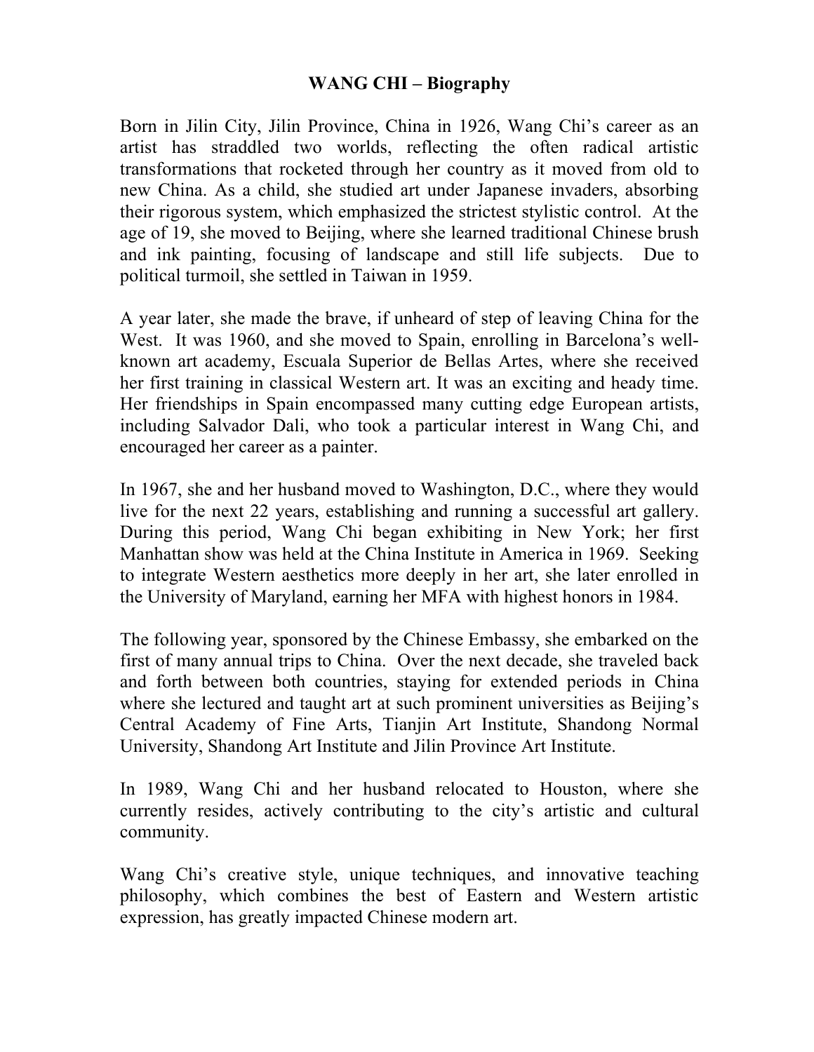# WANG CHI – Biography

Born in Jilin City, Jilin Province, China in 1926, Wang Chi's career as an artist has straddled two worlds, reflecting the often radical artistic transformations that rocketed through her country as it moved from old to new China. As a child, she studied art under Japanese invaders, absorbing their rigorous system, which emphasized the strictest stylistic control. At the age of 19, she moved to Beijing, where she learned traditional Chinese brush and ink painting, focusing of landscape and still life subjects. Due to political turmoil, she settled in Taiwan in 1959.

A year later, she made the brave, if unheard of step of leaving China for the West. It was 1960, and she moved to Spain, enrolling in Barcelona's well-known art academy, Escuala Superior de Bellas Artes, where she received her first training in classical Western art. It was an exciting and heady time. Her friendships in Spain encompassed many cutting edge European artists, including Salvador Dali, who took a particular interest in Wang Chi, and encouraged her career as a painter.

In 1967, she and her husband moved to Washington, D.C., where they would live for the next 22 years, establishing and running a successful art gallery. During this period, Wang Chi began exhibiting in New York; her first Manhattan show was held at the China Institute in America in 1969. Seeking to integrate Western aesthetics more deeply in her art, she later enrolled in the University of Maryland, earning her MFA with highest honors in 1984.

The following year, sponsored by the Chinese Embassy, she embarked on the first of many annual trips to China. Over the next decade, she traveled back and forth between both countries, staying for extended periods in China where she lectured and taught art at such prominent universities as Beijing's Central Academy of Fine Arts, Tianjin Art Institute, Shandong Normal University, Shandong Art Institute and Jilin Province Art Institute.

In 1989, Wang Chi and her husband relocated to Houston, where she currently resides, actively contributing to the city's artistic and cultural community.

Wang Chi's creative style, unique techniques, and innovative teaching philosophy, which combines the best of Eastern and Western artistic expression, has greatly impacted Chinese modern art.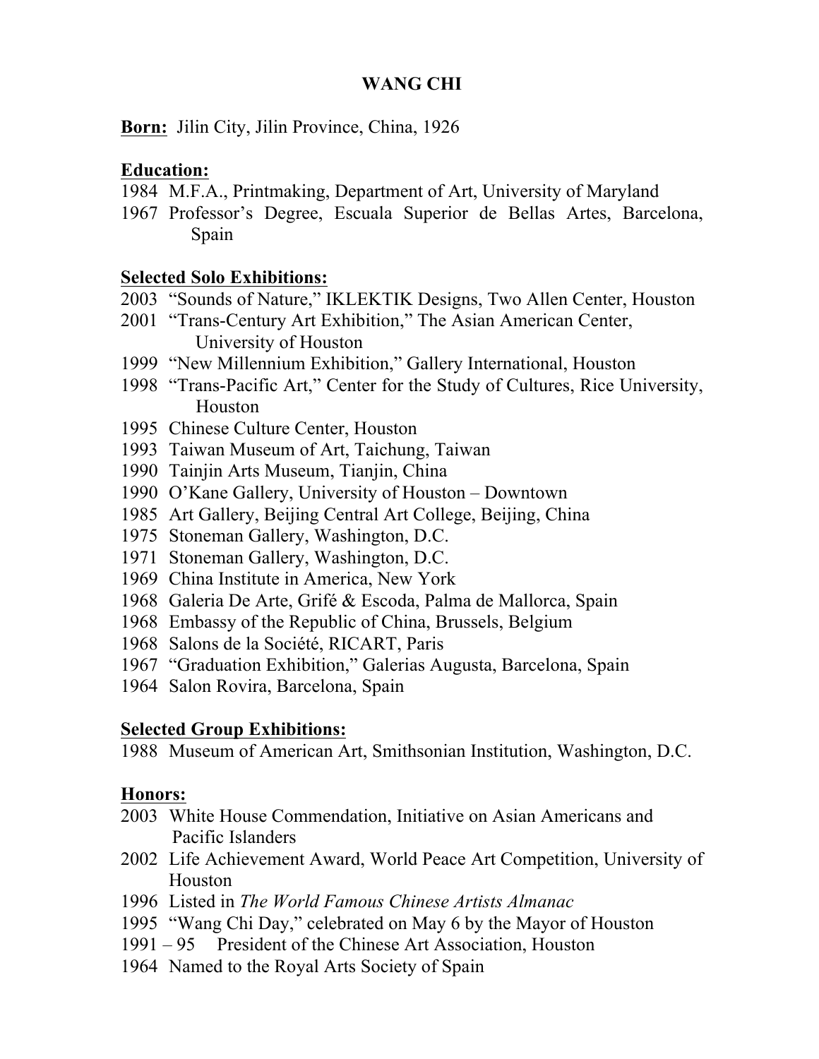# WANG CHI

**Born:** Jilin City, Jilin Province, China, 1926

**Education:**

1984 M.F.A., Printmaking, Department of Art, University of Maryland
1967 Professor's Degree, Escuala Superior de Bellas Artes, Barcelona, Spain

**Selected Solo Exhibitions:**

2003 "Sounds of Nature," IKLEKTIK Designs, Two Allen Center, Houston
2001 "Trans-Century Art Exhibition," The Asian American Center, University of Houston
1999 "New Millennium Exhibition," Gallery International, Houston
1998 "Trans-Pacific Art," Center for the Study of Cultures, Rice University, Houston
1995 Chinese Culture Center, Houston
1993 Taiwan Museum of Art, Taichung, Taiwan
1990 Tainjin Arts Museum, Tianjin, China
1990 O'Kane Gallery, University of Houston – Downtown
1985 Art Gallery, Beijing Central Art College, Beijing, China
1975 Stoneman Gallery, Washington, D.C.
1971 Stoneman Gallery, Washington, D.C.
1969 China Institute in America, New York
1968 Galeria De Arte, Grifé & Escoda, Palma de Mallorca, Spain
1968 Embassy of the Republic of China, Brussels, Belgium
1968 Salons de la Société, RICART, Paris
1967 "Graduation Exhibition," Galerias Augusta, Barcelona, Spain
1964 Salon Rovira, Barcelona, Spain

**Selected Group Exhibitions:**

1988 Museum of American Art, Smithsonian Institution, Washington, D.C.

**Honors:**

2003 White House Commendation, Initiative on Asian Americans and Pacific Islanders
2002 Life Achievement Award, World Peace Art Competition, University of Houston
1996 Listed in *The World Famous Chinese Artists Almanac*
1995 "Wang Chi Day," celebrated on May 6 by the Mayor of Houston
1991 – 95 President of the Chinese Art Association, Houston
1964 Named to the Royal Arts Society of Spain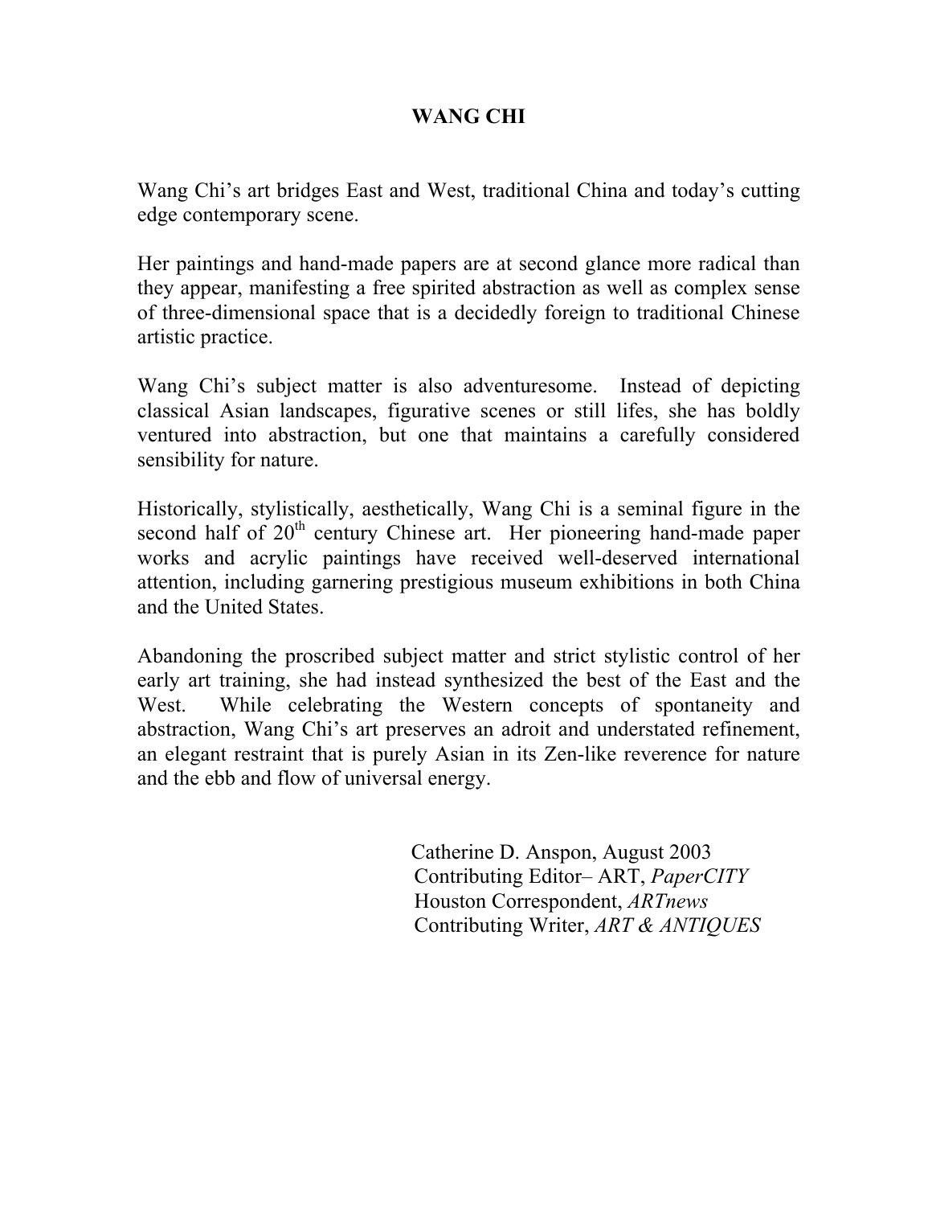# WANG CHI

Wang Chi's art bridges East and West, traditional China and today's cutting edge contemporary scene.

Her paintings and hand-made papers are at second glance more radical than they appear, manifesting a free spirited abstraction as well as complex sense of three-dimensional space that is a decidedly foreign to traditional Chinese artistic practice.

Wang Chi's subject matter is also adventuresome. Instead of depicting classical Asian landscapes, figurative scenes or still lifes, she has boldly ventured into abstraction, but one that maintains a carefully considered sensibility for nature.

Historically, stylistically, aesthetically, Wang Chi is a seminal figure in the second half of 20th century Chinese art. Her pioneering hand-made paper works and acrylic paintings have received well-deserved international attention, including garnering prestigious museum exhibitions in both China and the United States.

Abandoning the proscribed subject matter and strict stylistic control of her early art training, she had instead synthesized the best of the East and the West. While celebrating the Western concepts of spontaneity and abstraction, Wang Chi's art preserves an adroit and understated refinement, an elegant restraint that is purely Asian in its Zen-like reverence for nature and the ebb and flow of universal energy.

Catherine D. Anspon, August 2003
Contributing Editor– ART, *PaperCITY*
Houston Correspondent, *ARTnews*
Contributing Writer, *ART & ANTIQUES*